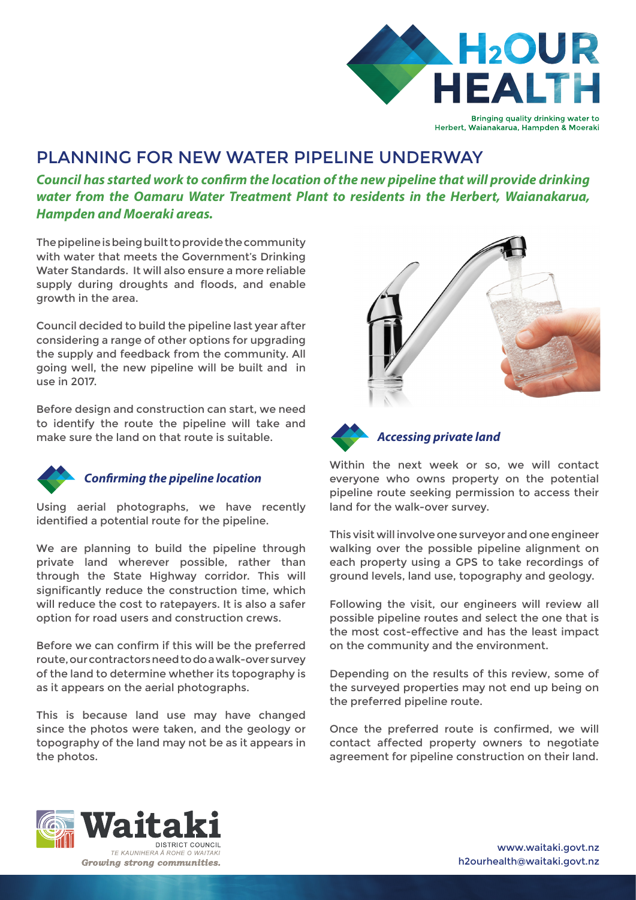# H2OUR HEALTH

Bringing quality drinking water to Herbert, Waianakarua, Hampden & Moeraki

## PLANNING FOR NEW WATER PIPELINE UNDERWAY

***Council has started work to confirm the location of the new pipeline that will provide drinking water from the Oamaru Water Treatment Plant to residents in the Herbert, Waianakarua, Hampden and Moeraki areas.***

The pipeline is being built to provide the community with water that meets the Government's Drinking Water Standards. It will also ensure a more reliable supply during droughts and floods, and enable growth in the area.

Council decided to build the pipeline last year after considering a range of other options for upgrading the supply and feedback from the community. All going well, the new pipeline will be built and in use in 2017.

Before design and construction can start, we need to identify the route the pipeline will take and make sure the land on that route is suitable.

### *Confirming the pipeline location*

Using aerial photographs, we have recently identified a potential route for the pipeline.

We are planning to build the pipeline through private land wherever possible, rather than through the State Highway corridor. This will significantly reduce the construction time, which will reduce the cost to ratepayers. It is also a safer option for road users and construction crews.

Before we can confirm if this will be the preferred route, our contractors need to do a walk-over survey of the land to determine whether its topography is as it appears on the aerial photographs.

This is because land use may have changed since the photos were taken, and the geology or topography of the land may not be as it appears in the photos.

### *Accessing private land*

Within the next week or so, we will contact everyone who owns property on the potential pipeline route seeking permission to access their land for the walk-over survey.

This visit will involve one surveyor and one engineer walking over the possible pipeline alignment on each property using a GPS to take recordings of ground levels, land use, topography and geology.

Following the visit, our engineers will review all possible pipeline routes and select the one that is the most cost-effective and has the least impact on the community and the environment.

Depending on the results of this review, some of the surveyed properties may not end up being on the preferred pipeline route.

Once the preferred route is confirmed, we will contact affected property owners to negotiate agreement for pipeline construction on their land.

Waitaki District Council
TE KAUNIHERA Ā ROHE O WAITAKI
*Growing strong communities.*

www.waitaki.govt.nz
h2ourhealth@waitaki.govt.nz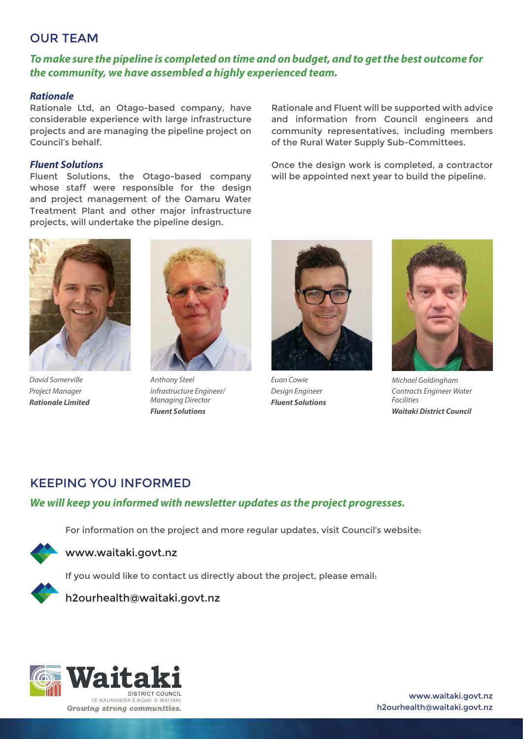## OUR TEAM

***To make sure the pipeline is completed on time and on budget, and to get the best outcome for the community, we have assembled a highly experienced team.***

***Rationale***

Rationale Ltd, an Otago-based company, have considerable experience with large infrastructure projects and are managing the pipeline project on Council's behalf.

***Fluent Solutions***

Fluent Solutions, the Otago-based company whose staff were responsible for the design and project management of the Oamaru Water Treatment Plant and other major infrastructure projects, will undertake the pipeline design.

Rationale and Fluent will be supported with advice and information from Council engineers and community representatives, including members of the Rural Water Supply Sub-Committees.

Once the design work is completed, a contractor will be appointed next year to build the pipeline.

*David Somerville*
*Project Manager*
***Rationale Limited***

*Anthony Steel*
*Infrastructure Engineer/ Managing Director*
***Fluent Solutions***

*Euan Cowie*
*Design Engineer*
***Fluent Solutions***

*Michael Goldingham*
*Contracts Engineer Water Facilities*
***Waitaki District Council***

## KEEPING YOU INFORMED

***We will keep you informed with newsletter updates as the project progresses.***

For information on the project and more regular updates, visit Council's website:

www.waitaki.govt.nz

If you would like to contact us directly about the project, please email:

h2ourhealth@waitaki.govt.nz

Waitaki DISTRICT COUNCIL
TE KAUNIHERA Ā ROHE O WAITAKI
*Growing strong communities.*

www.waitaki.govt.nz
h2ourhealth@waitaki.govt.nz